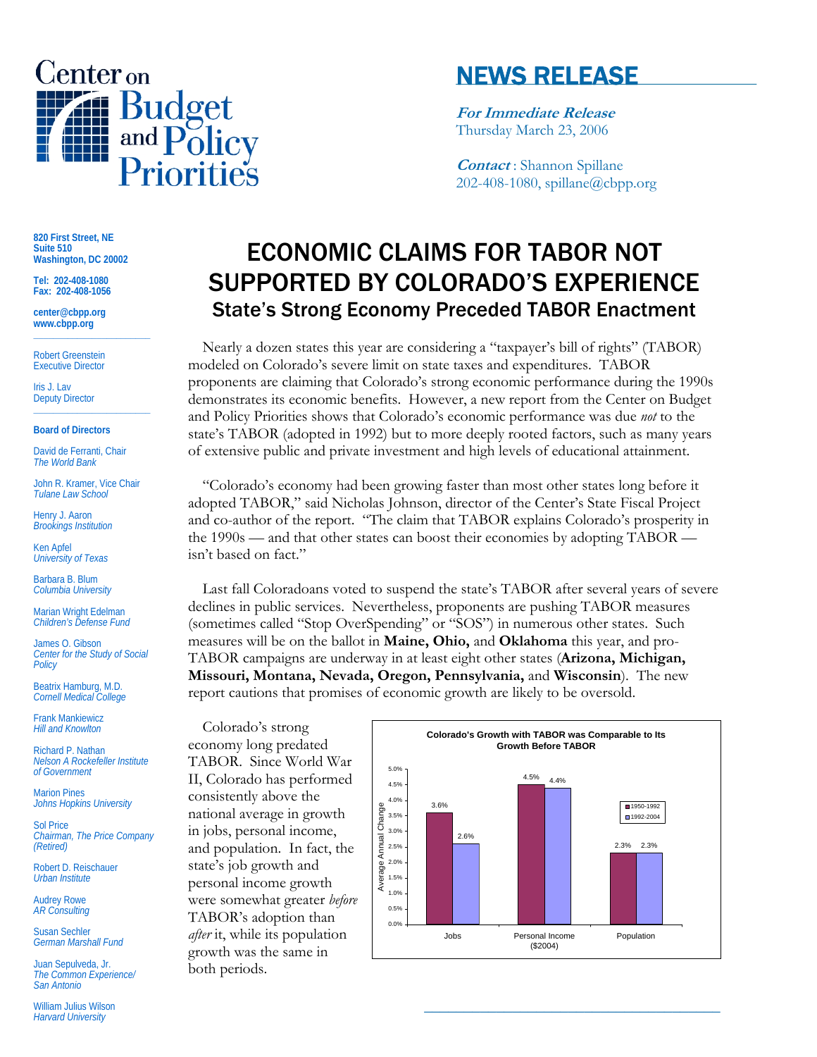# Center on Budget and Policy Priorities

## NEWS RELEASE

***For Immediate Release***
Thursday March 23, 2006

***Contact***: Shannon Spillane
202-408-1080, spillane@cbpp.org

820 First Street, NE
Suite 510
Washington, DC 20002

Tel: 202-408-1080
Fax: 202-408-1056

center@cbpp.org
www.cbpp.org

Robert Greenstein
Executive Director

Iris J. Lav
Deputy Director

**Board of Directors**

David de Ferranti, Chair
*The World Bank*

John R. Kramer, Vice Chair
*Tulane Law School*

Henry J. Aaron
*Brookings Institution*

Ken Apfel
*University of Texas*

Barbara B. Blum
*Columbia University*

Marian Wright Edelman
*Children's Defense Fund*

James O. Gibson
*Center for the Study of Social Policy*

Beatrix Hamburg, M.D.
*Cornell Medical College*

Frank Mankiewicz
*Hill and Knowlton*

Richard P. Nathan
*Nelson A Rockefeller Institute of Government*

Marion Pines
*Johns Hopkins University*

Sol Price
*Chairman, The Price Company (Retired)*

Robert D. Reischauer
*Urban Institute*

Audrey Rowe
*AR Consulting*

Susan Sechler
*German Marshall Fund*

Juan Sepulveda, Jr.
*The Common Experience/ San Antonio*

William Julius Wilson
*Harvard University*

# ECONOMIC CLAIMS FOR TABOR NOT SUPPORTED BY COLORADO'S EXPERIENCE

## State's Strong Economy Preceded TABOR Enactment

Nearly a dozen states this year are considering a "taxpayer's bill of rights" (TABOR) modeled on Colorado's severe limit on state taxes and expenditures. TABOR proponents are claiming that Colorado's strong economic performance during the 1990s demonstrates its economic benefits. However, a new report from the Center on Budget and Policy Priorities shows that Colorado's economic performance was due *not* to the state's TABOR (adopted in 1992) but to more deeply rooted factors, such as many years of extensive public and private investment and high levels of educational attainment.

"Colorado's economy had been growing faster than most other states long before it adopted TABOR," said Nicholas Johnson, director of the Center's State Fiscal Project and co-author of the report. "The claim that TABOR explains Colorado's prosperity in the 1990s — and that other states can boost their economies by adopting TABOR — isn't based on fact."

Last fall Coloradoans voted to suspend the state's TABOR after several years of severe declines in public services. Nevertheless, proponents are pushing TABOR measures (sometimes called "Stop OverSpending" or "SOS") in numerous other states. Such measures will be on the ballot in **Maine, Ohio,** and **Oklahoma** this year, and pro-TABOR campaigns are underway in at least eight other states (**Arizona, Michigan, Missouri, Montana, Nevada, Oregon, Pennsylvania,** and **Wisconsin**). The new report cautions that promises of economic growth are likely to be oversold.

Colorado's strong economy long predated TABOR. Since World War II, Colorado has performed consistently above the national average in growth in jobs, personal income, and population. In fact, the state's job growth and personal income growth were somewhat greater *before* TABOR's adoption than *after* it, while its population growth was the same in both periods.

**Colorado's Growth with TABOR was Comparable to Its Growth Before TABOR**

Average Annual Change

| | 1950-1992 | 1992-2004 |
|---|---|---|
| Jobs | 3.6% | 2.6% |
| Personal Income ($2004) | 4.5% | 4.4% |
| Population | 2.3% | 2.3% |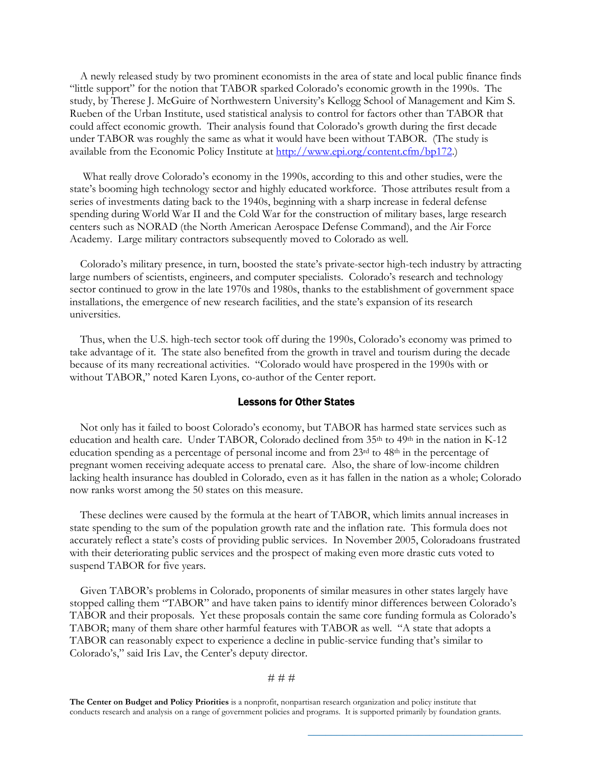A newly released study by two prominent economists in the area of state and local public finance finds "little support" for the notion that TABOR sparked Colorado's economic growth in the 1990s. The study, by Therese J. McGuire of Northwestern University's Kellogg School of Management and Kim S. Rueben of the Urban Institute, used statistical analysis to control for factors other than TABOR that could affect economic growth. Their analysis found that Colorado's growth during the first decade under TABOR was roughly the same as what it would have been without TABOR. (The study is available from the Economic Policy Institute at http://www.epi.org/content.cfm/bp172.)

What really drove Colorado's economy in the 1990s, according to this and other studies, were the state's booming high technology sector and highly educated workforce. Those attributes result from a series of investments dating back to the 1940s, beginning with a sharp increase in federal defense spending during World War II and the Cold War for the construction of military bases, large research centers such as NORAD (the North American Aerospace Defense Command), and the Air Force Academy. Large military contractors subsequently moved to Colorado as well.

Colorado's military presence, in turn, boosted the state's private-sector high-tech industry by attracting large numbers of scientists, engineers, and computer specialists. Colorado's research and technology sector continued to grow in the late 1970s and 1980s, thanks to the establishment of government space installations, the emergence of new research facilities, and the state's expansion of its research universities.

Thus, when the U.S. high-tech sector took off during the 1990s, Colorado's economy was primed to take advantage of it. The state also benefited from the growth in travel and tourism during the decade because of its many recreational activities. "Colorado would have prospered in the 1990s with or without TABOR," noted Karen Lyons, co-author of the Center report.

## Lessons for Other States

Not only has it failed to boost Colorado's economy, but TABOR has harmed state services such as education and health care. Under TABOR, Colorado declined from 35th to 49th in the nation in K-12 education spending as a percentage of personal income and from 23rd to 48th in the percentage of pregnant women receiving adequate access to prenatal care. Also, the share of low-income children lacking health insurance has doubled in Colorado, even as it has fallen in the nation as a whole; Colorado now ranks worst among the 50 states on this measure.

These declines were caused by the formula at the heart of TABOR, which limits annual increases in state spending to the sum of the population growth rate and the inflation rate. This formula does not accurately reflect a state's costs of providing public services. In November 2005, Coloradoans frustrated with their deteriorating public services and the prospect of making even more drastic cuts voted to suspend TABOR for five years.

Given TABOR's problems in Colorado, proponents of similar measures in other states largely have stopped calling them "TABOR" and have taken pains to identify minor differences between Colorado's TABOR and their proposals. Yet these proposals contain the same core funding formula as Colorado's TABOR; many of them share other harmful features with TABOR as well. "A state that adopts a TABOR can reasonably expect to experience a decline in public-service funding that's similar to Colorado's," said Iris Lav, the Center's deputy director.

# # #

**The Center on Budget and Policy Priorities** is a nonprofit, nonpartisan research organization and policy institute that conducts research and analysis on a range of government policies and programs. It is supported primarily by foundation grants.